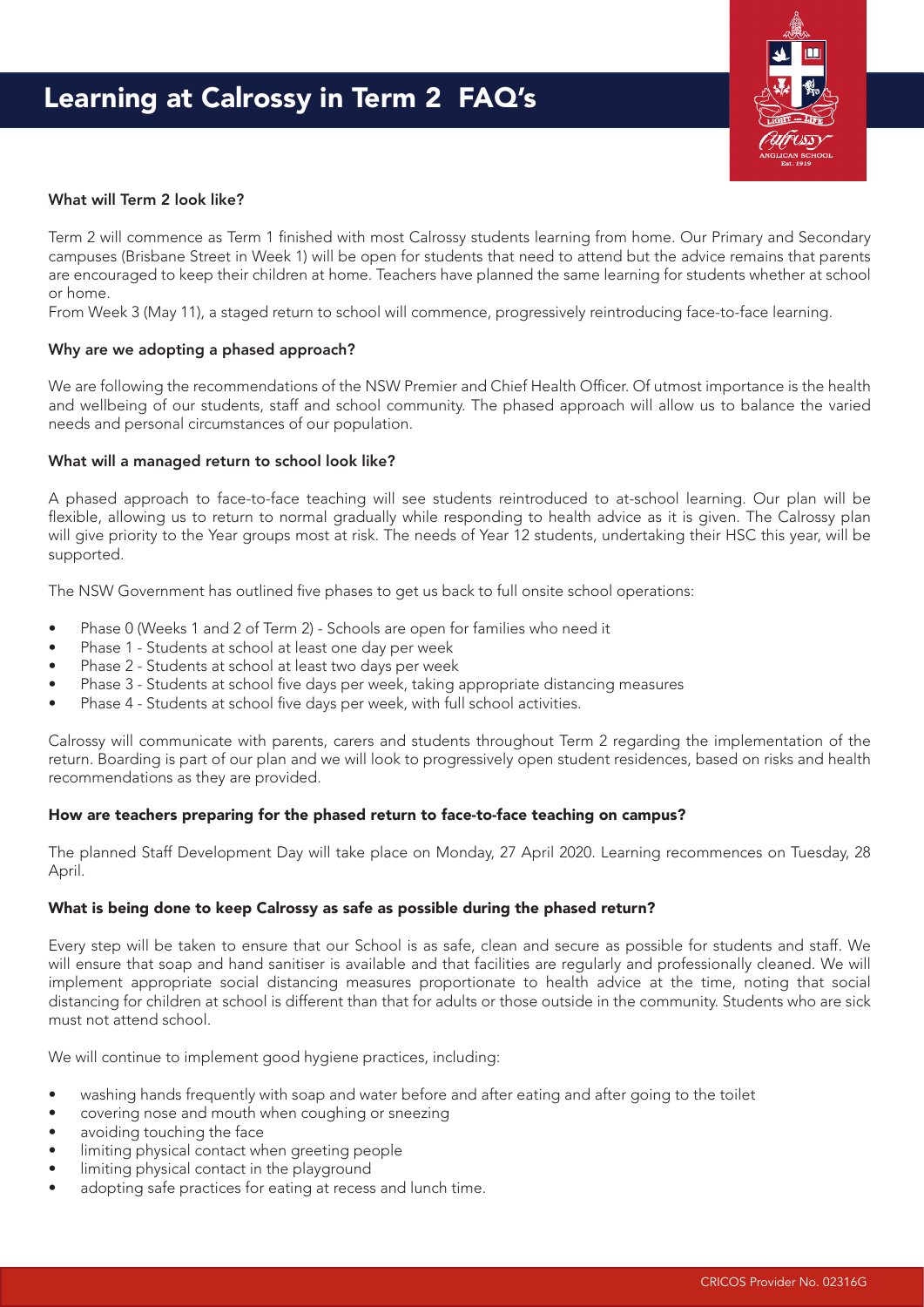# Learning at Calrossy in Term 2 FAQ's

### What will Term 2 look like?

Term 2 will commence as Term 1 finished with most Calrossy students learning from home. Our Primary and Secondary campuses (Brisbane Street in Week 1) will be open for students that need to attend but the advice remains that parents are encouraged to keep their children at home. Teachers have planned the same learning for students whether at school or home.

From Week 3 (May 11), a staged return to school will commence, progressively reintroducing face-to-face learning.

### Why are we adopting a phased approach?

We are following the recommendations of the NSW Premier and Chief Health Officer. Of utmost importance is the health and wellbeing of our students, staff and school community. The phased approach will allow us to balance the varied needs and personal circumstances of our population.

### What will a managed return to school look like?

A phased approach to face-to-face teaching will see students reintroduced to at-school learning. Our plan will be flexible, allowing us to return to normal gradually while responding to health advice as it is given. The Calrossy plan will give priority to the Year groups most at risk. The needs of Year 12 students, undertaking their HSC this year, will be supported.

The NSW Government has outlined five phases to get us back to full onsite school operations:

- Phase 0 (Weeks 1 and 2 of Term 2) - Schools are open for families who need it
- Phase 1 - Students at school at least one day per week
- Phase 2 - Students at school at least two days per week
- Phase 3 - Students at school five days per week, taking appropriate distancing measures
- Phase 4 - Students at school five days per week, with full school activities.

Calrossy will communicate with parents, carers and students throughout Term 2 regarding the implementation of the return. Boarding is part of our plan and we will look to progressively open student residences, based on risks and health recommendations as they are provided.

### How are teachers preparing for the phased return to face-to-face teaching on campus?

The planned Staff Development Day will take place on Monday, 27 April 2020. Learning recommences on Tuesday, 28 April.

### What is being done to keep Calrossy as safe as possible during the phased return?

Every step will be taken to ensure that our School is as safe, clean and secure as possible for students and staff. We will ensure that soap and hand sanitiser is available and that facilities are regularly and professionally cleaned. We will implement appropriate social distancing measures proportionate to health advice at the time, noting that social distancing for children at school is different than that for adults or those outside in the community. Students who are sick must not attend school.

We will continue to implement good hygiene practices, including:

- washing hands frequently with soap and water before and after eating and after going to the toilet
- covering nose and mouth when coughing or sneezing
- avoiding touching the face
- limiting physical contact when greeting people
- limiting physical contact in the playground
- adopting safe practices for eating at recess and lunch time.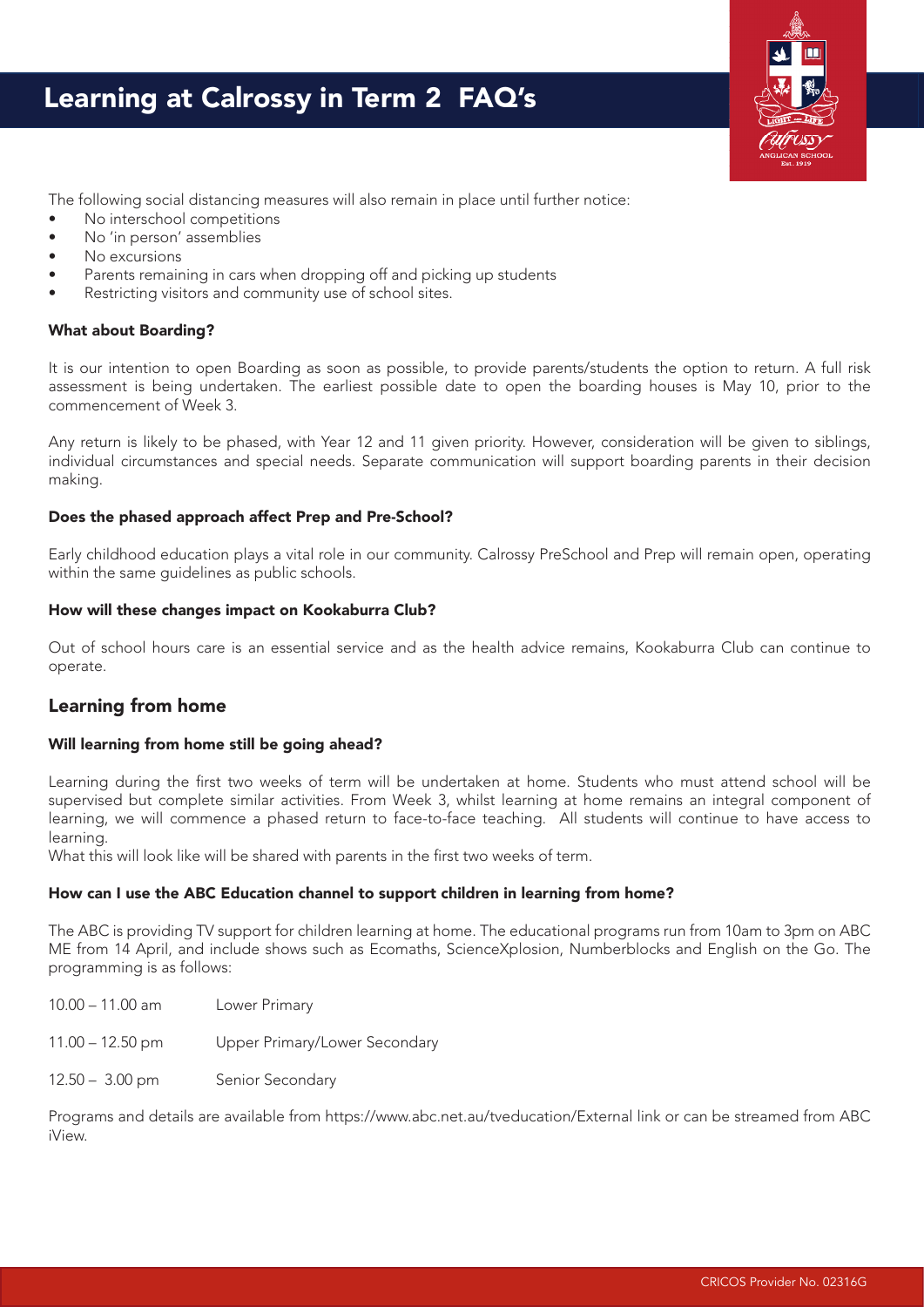# Learning at Calrossy in Term 2 FAQ's

The following social distancing measures will also remain in place until further notice:

- No interschool competitions
- No 'in person' assemblies
- No excursions
- Parents remaining in cars when dropping off and picking up students
- Restricting visitors and community use of school sites.

**What about Boarding?**

It is our intention to open Boarding as soon as possible, to provide parents/students the option to return. A full risk assessment is being undertaken. The earliest possible date to open the boarding houses is May 10, prior to the commencement of Week 3.

Any return is likely to be phased, with Year 12 and 11 given priority. However, consideration will be given to siblings, individual circumstances and special needs. Separate communication will support boarding parents in their decision making.

**Does the phased approach affect Prep and Pre-School?**

Early childhood education plays a vital role in our community. Calrossy PreSchool and Prep will remain open, operating within the same guidelines as public schools.

**How will these changes impact on Kookaburra Club?**

Out of school hours care is an essential service and as the health advice remains, Kookaburra Club can continue to operate.

## Learning from home

**Will learning from home still be going ahead?**

Learning during the first two weeks of term will be undertaken at home. Students who must attend school will be supervised but complete similar activities. From Week 3, whilst learning at home remains an integral component of learning, we will commence a phased return to face-to-face teaching. All students will continue to have access to learning.

What this will look like will be shared with parents in the first two weeks of term.

**How can I use the ABC Education channel to support children in learning from home?**

The ABC is providing TV support for children learning at home. The educational programs run from 10am to 3pm on ABC ME from 14 April, and include shows such as Ecomaths, ScienceXplosion, Numberblocks and English on the Go. The programming is as follows:

| | |
|---|---|
| 10.00 – 11.00 am | Lower Primary |
| 11.00 – 12.50 pm | Upper Primary/Lower Secondary |
| 12.50 – 3.00 pm | Senior Secondary |

Programs and details are available from https://www.abc.net.au/tveducation/External link or can be streamed from ABC iView.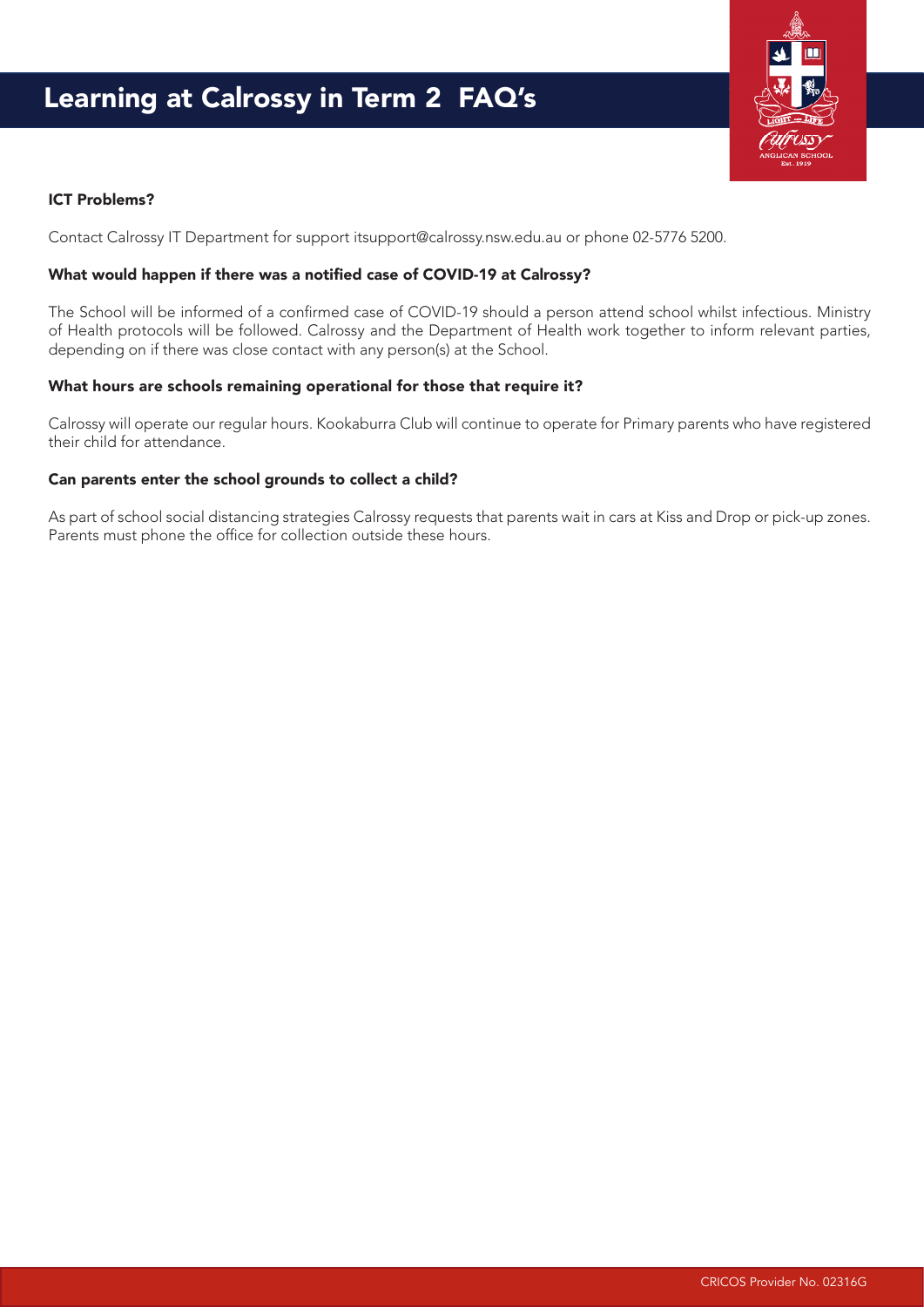# Learning at Calrossy in Term 2 FAQ's

**ICT Problems?**

Contact Calrossy IT Department for support itsupport@calrossy.nsw.edu.au or phone 02-5776 5200.

**What would happen if there was a notified case of COVID-19 at Calrossy?**

The School will be informed of a confirmed case of COVID-19 should a person attend school whilst infectious. Ministry of Health protocols will be followed. Calrossy and the Department of Health work together to inform relevant parties, depending on if there was close contact with any person(s) at the School.

**What hours are schools remaining operational for those that require it?**

Calrossy will operate our regular hours. Kookaburra Club will continue to operate for Primary parents who have registered their child for attendance.

**Can parents enter the school grounds to collect a child?**

As part of school social distancing strategies Calrossy requests that parents wait in cars at Kiss and Drop or pick-up zones. Parents must phone the office for collection outside these hours.